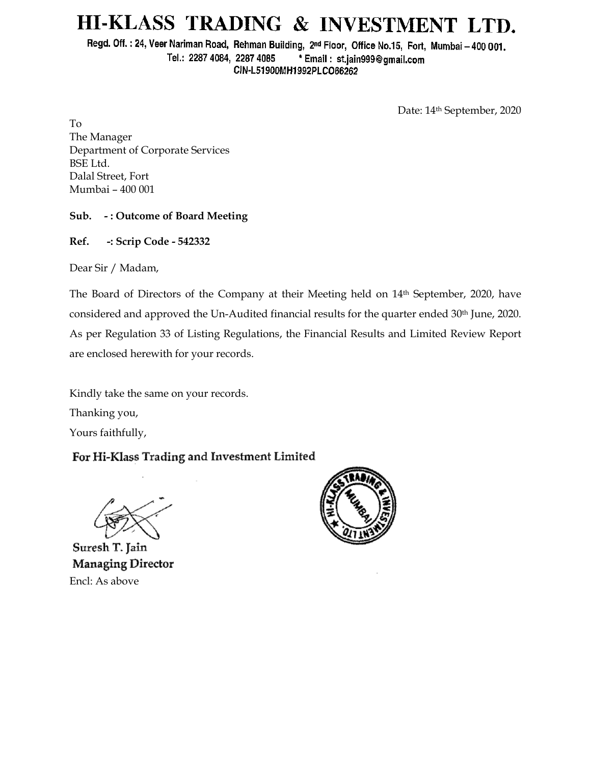# HI-KLASS TRADING & INVESTMENT LTD.

Regd. Off. : 24, Veer Nariman Road, Rehman Building, 2nd Floor, Office No.15, Fort, Mumbai – 400 001.
Tel.: 2287 4084, 2287 4085 * Email : st.jain999@gmail.com
CIN-L51900MH1992PLC066262

Date: 14th September, 2020

To
The Manager
Department of Corporate Services
BSE Ltd.
Dalal Street, Fort
Mumbai – 400 001

**Sub. - : Outcome of Board Meeting**

**Ref. -: Scrip Code - 542332**

Dear Sir / Madam,

The Board of Directors of the Company at their Meeting held on 14th September, 2020, have considered and approved the Un-Audited financial results for the quarter ended 30th June, 2020. As per Regulation 33 of Listing Regulations, the Financial Results and Limited Review Report are enclosed herewith for your records.

Kindly take the same on your records.

Thanking you,

Yours faithfully,

**For Hi-Klass Trading and Investment Limited**

**Suresh T. Jain**
**Managing Director**

Encl: As above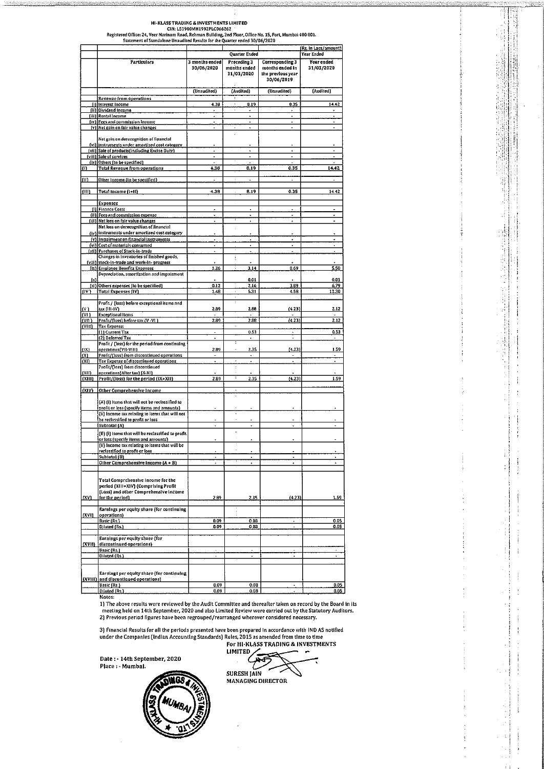# HI-KLASS TRADING & INVESTMENTS LIMITED

CIN: L51900MH1992PLC066262

Registered Office: 24, Veer Nariman Road, Rehman Building, 2nd Floor, Office No. 15, Fort, Mumbai 400 001.

Statement of Standalone Unaudited Results for the Quarter ended 30/06/2020

(Rs. in Lacs/amount)

| | Particulars | Quarter Ended | | | Year Ended |
|---|---|---|---|---|---|
| | | 3 months ended 30/06/2020 | Preceding 3 months ended 31/03/2020 | Corresponding 3 months ended in the previous year 30/06/2019 | Year ended 31/03/2020 |
| | | (Unaudited) | (Audited) | (Unaudited) | (Audited) |
| | Revenue from operations | | | | |
| (i) | Interest Income | 4.38 | 8.19 | 0.35 | 14.42 |
| (ii) | Dividend Income | - | - | - | - |
| (iii) | Rental Income | - | - | - | - |
| (iv) | Fees and commission Income | - | - | - | - |
| (v) | Net gain on fair value changes | - | - | - | - |
| (vi) | Net gain on derecognition of financial instruments under amortised cost category | - | - | - | - |
| (vii) | Sale of products(including Excise Duty) | - | - | - | - |
| (viii) | Sale of services | - | - | - | - |
| (ix) | Others (to be specified) | - | - | - | - |
| (I) | Total Revenue from operations | 4.38 | 8.19 | 0.35 | 14.42 |
| (II) | Other Income (to be specified) | - | - | - | - |
| (III) | Total Income (I+II) | 4.38 | 8.19 | 0.35 | 14.42 |
| | Expenses | | | | |
| (i) | Finance Costs | - | - | - | - |
| (ii) | Fees and commission expense | - | - | - | - |
| (iii) | Net loss on fair value changes | - | - | - | - |
| (iv) | Net loss on derecognition of financial instruments under amortised cost category | - | - | - | - |
| (v) | Impairment on financial instruments | - | - | - | - |
| (vi) | Cost of materials consumed | - | - | - | - |
| (vii) | Purchases of Stock-in-trade | - | - | - | - |
| (viii) | Changes in Inventories of finished goods, stock-in-trade and work-in- progress | - | - | - | - |
| (ix) | Employee Benefits Expenses | 1.36 | 3.14 | 0.69 | 5.50 |
| (x) | Depreciation, amortization and impairment | - | 0.01 | - | 0.01 |
| (xi) | Others expenses (to be specified) | 0.12 | 2.16 | 3.89 | 6.79 |
| (IV) | Total Expenses (IV) | 1.48 | 5.31 | 4.58 | 12.30 |
| (V) | Profit / (loss) before exceptional items and tax (III-IV) | 2.89 | 2.88 | (4.23) | 2.12 |
| (VI) | Exceptional items | - | - | - | - |
| (VII) | Profit/(loss) before tax (V -VI) | 2.89 | 2.88 | (4.23) | 2.12 |
| (VIII) | Tax Expense: | | | | |
| | (1) Current Tax | - | 0.53 | - | 0.53 |
| | (2) Deferred Tax | - | - | - | - |
| (IX) | Profit / (loss) for the period from continuing operations(VII-VIII) | 2.89 | 2.35 | (4.23) | 1.59 |
| (X) | Profit/(loss) from discontinued operations | - | - | - | - |
| (XI) | Tax Expense of discontinued operations | - | - | - | - |
| (XII) | Profit/(loss) from discontinued operations(After tax) (X-XI) | - | - | - | - |
| (XIII) | Profit/(loss) for the period (IX+XII) | 2.89 | 2.35 | (4.23) | 1.59 |
| (XIV) | Other Comprehensive Income | | | | |
| | (A) (i) Items that will not be reclassified to profit or loss (specify items and amounts) | - | - | - | - |
| | (ii) Income tax relating to items that will not be reclassified to profit or loss | - | - | - | - |
| | Subtotal (A) | - | - | - | - |
| | (B) (i) Items that will be reclassified to profit or loss (specify items and amounts) | - | - | - | - |
| | (ii) Income tax relating to items that will be reclassified to profit or loss | - | - | - | - |
| | Subtotal (B) | - | - | - | - |
| | Other Comprehensive Income (A + B) | - | - | - | - |
| (XV) | Total Comprehensive Income for the period (XIII+XIV) (Comprising Profit (Loss) and other Comprehensive Income for the period) | 2.89 | 2.35 | (4.23) | 1.59 |
| (XVI) | Earnings per equity share (for continuing operations) | | | | |
| | Basic (Rs.) | 0.09 | 0.08 | - | 0.05 |
| | Diluted (Rs.) | 0.09 | 0.08 | - | 0.05 |
| (XVII) | Earnings per equity share (for discontinued operations) | | | | |
| | Basic (Rs.) | - | - | - | - |
| | Diluted (Rs.) | - | - | - | - |
| (XVIII) | Earnings per equity share (for continuing and discontinued operations) | | | | |
| | Basic (Rs.) | 0.09 | 0.08 | - | 0.05 |
| | Diluted (Rs.) | 0.09 | 0.08 | - | 0.05 |

Notes:

1) The above results were reviewed by the Audit Committee and thereafter taken on record by the Board in its meeting held on 14th September, 2020 and also Limited Review were carried out by the Statutory Auditors.

2) Previous period figures have been regrouped/rearranged wherever considered necessary.

3) Financial Results for all the periods presented have been prepared in accordance with IND AS notified under the Companies (Indian Accounting Standards) Rules, 2015 as amended from time to time

For HI-KLASS TRADING & INVESTMENTS LIMITED

Date : - 14th September, 2020

Place : - Mumbai.

SURESH JAIN

MANAGING DIRECTOR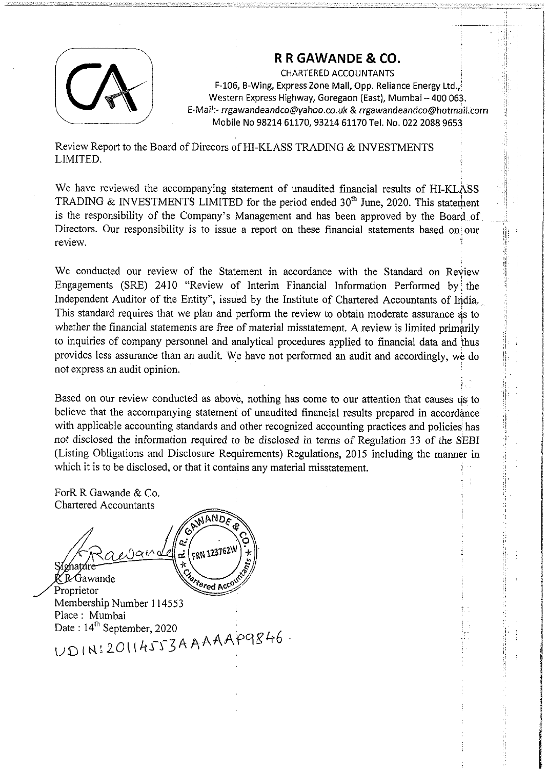# R R GAWANDE & CO.

CHARTERED ACCOUNTANTS
F-106, B-Wing, Express Zone Mall, Opp. Reliance Energy Ltd.,
Western Express Highway, Goregaon (East), Mumbai – 400 063.
E-Mail:- rrgawandeandco@yahoo.co.uk & rrgawandeandco@hotmail.com
Mobile No 98214 61170, 93214 61170 Tel. No. 022 2088 9653

Review Report to the Board of Direcors of HI-KLASS TRADING & INVESTMENTS LIMITED.

We have reviewed the accompanying statement of unaudited financial results of HI-KLASS TRADING & INVESTMENTS LIMITED for the period ended 30th June, 2020. This statement is the responsibility of the Company's Management and has been approved by the Board of Directors. Our responsibility is to issue a report on these financial statements based on our review.

We conducted our review of the Statement in accordance with the Standard on Review Engagements (SRE) 2410 "Review of Interim Financial Information Performed by the Independent Auditor of the Entity", issued by the Institute of Chartered Accountants of India. This standard requires that we plan and perform the review to obtain moderate assurance as to whether the financial statements are free of material misstatement. A review is limited primarily to inquiries of company personnel and analytical procedures applied to financial data and thus provides less assurance than an audit. We have not performed an audit and accordingly, we do not express an audit opinion.

Based on our review conducted as above, nothing has come to our attention that causes us to believe that the accompanying statement of unaudited financial results prepared in accordance with applicable accounting standards and other recognized accounting practices and policies has not disclosed the information required to be disclosed in terms of Regulation 33 of the SEBI (Listing Obligations and Disclosure Requirements) Regulations, 2015 including the manner in which it is to be disclosed, or that it contains any material misstatement.

ForR R Gawande & Co.
Chartered Accountants

R. R. GAWANDE & CO. FRN 123762W Chartered Accountants

Signature
R R Gawande
Proprietor
Membership Number 114553
Place : Mumbai
Date : 14th September, 2020

UDIN: 20114553AAAAAP9846